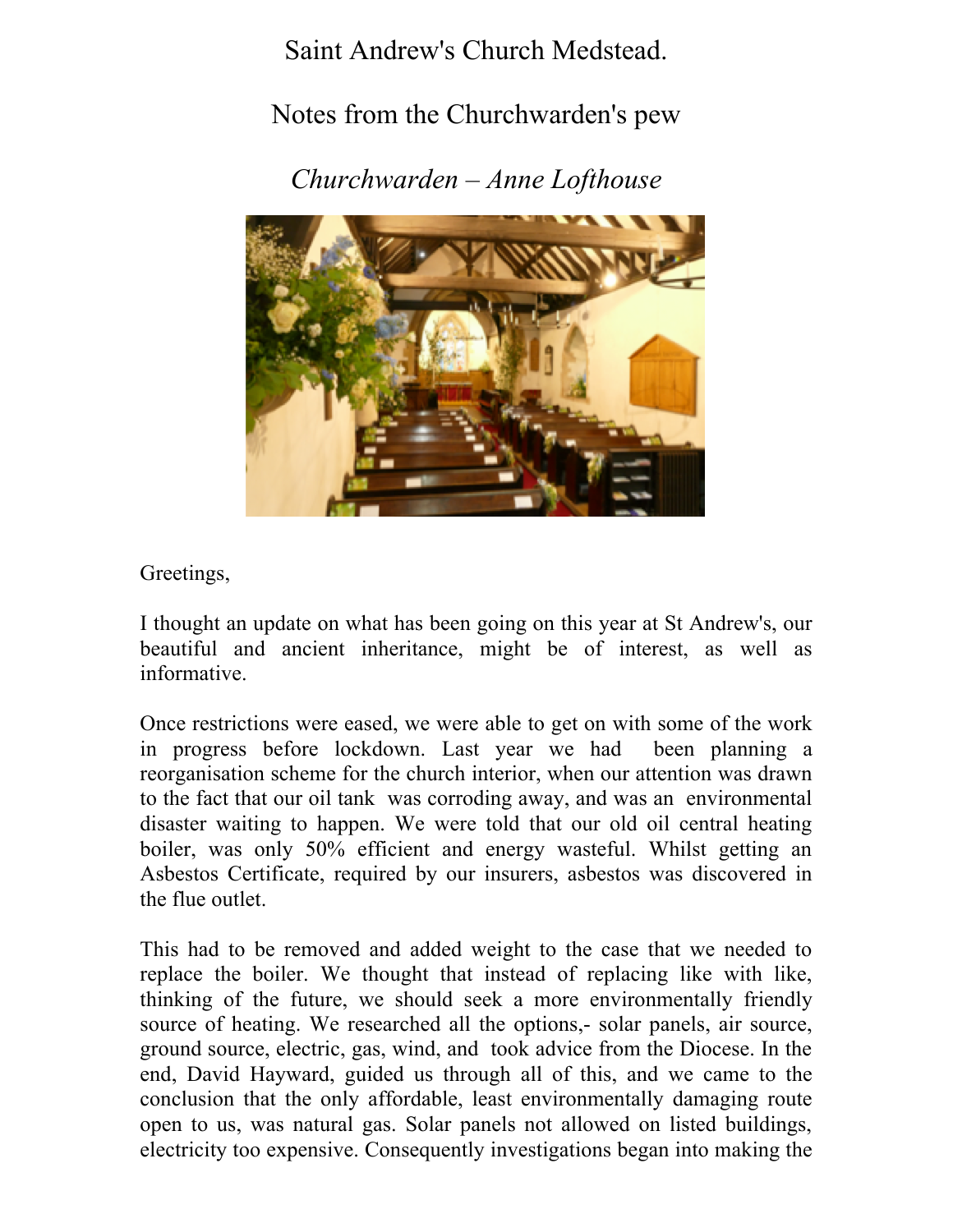# Saint Andrew's Church Medstead.

## Notes from the Churchwarden's pew

### *Churchwarden – Anne Lofthouse*

Greetings,

I thought an update on what has been going on this year at St Andrew's, our beautiful and ancient inheritance, might be of interest, as well as informative.

Once restrictions were eased, we were able to get on with some of the work in progress before lockdown. Last year we had been planning a reorganisation scheme for the church interior, when our attention was drawn to the fact that our oil tank was corroding away, and was an environmental disaster waiting to happen. We were told that our old oil central heating boiler, was only 50% efficient and energy wasteful. Whilst getting an Asbestos Certificate, required by our insurers, asbestos was discovered in the flue outlet.

This had to be removed and added weight to the case that we needed to replace the boiler. We thought that instead of replacing like with like, thinking of the future, we should seek a more environmentally friendly source of heating. We researched all the options,- solar panels, air source, ground source, electric, gas, wind, and took advice from the Diocese. In the end, David Hayward, guided us through all of this, and we came to the conclusion that the only affordable, least environmentally damaging route open to us, was natural gas. Solar panels not allowed on listed buildings, electricity too expensive. Consequently investigations began into making the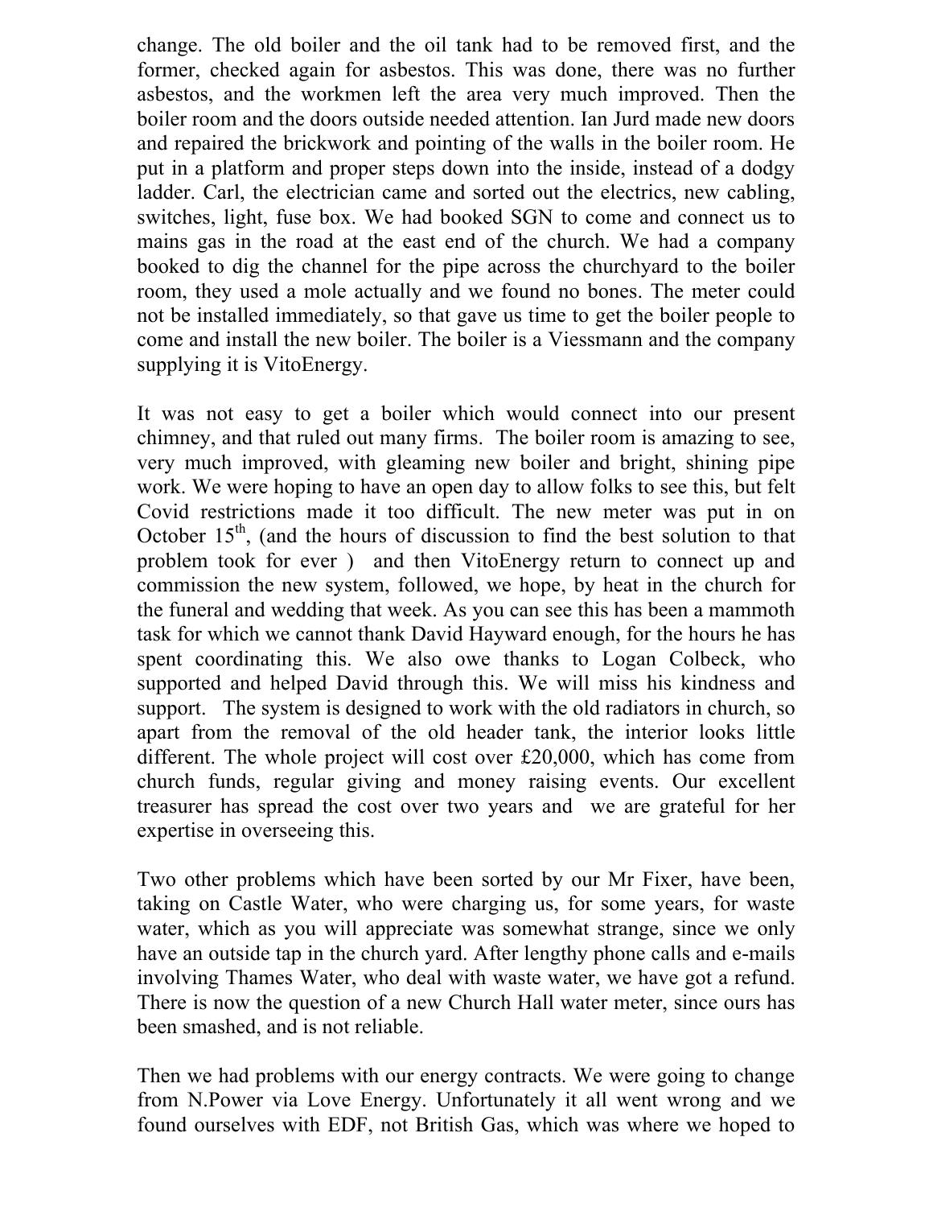change. The old boiler and the oil tank had to be removed first, and the former, checked again for asbestos. This was done, there was no further asbestos, and the workmen left the area very much improved. Then the boiler room and the doors outside needed attention. Ian Jurd made new doors and repaired the brickwork and pointing of the walls in the boiler room. He put in a platform and proper steps down into the inside, instead of a dodgy ladder. Carl, the electrician came and sorted out the electrics, new cabling, switches, light, fuse box. We had booked SGN to come and connect us to mains gas in the road at the east end of the church. We had a company booked to dig the channel for the pipe across the churchyard to the boiler room, they used a mole actually and we found no bones. The meter could not be installed immediately, so that gave us time to get the boiler people to come and install the new boiler. The boiler is a Viessmann and the company supplying it is VitoEnergy.

It was not easy to get a boiler which would connect into our present chimney, and that ruled out many firms. The boiler room is amazing to see, very much improved, with gleaming new boiler and bright, shining pipe work. We were hoping to have an open day to allow folks to see this, but felt Covid restrictions made it too difficult. The new meter was put in on October 15th, (and the hours of discussion to find the best solution to that problem took for ever ) and then VitoEnergy return to connect up and commission the new system, followed, we hope, by heat in the church for the funeral and wedding that week. As you can see this has been a mammoth task for which we cannot thank David Hayward enough, for the hours he has spent coordinating this. We also owe thanks to Logan Colbeck, who supported and helped David through this. We will miss his kindness and support. The system is designed to work with the old radiators in church, so apart from the removal of the old header tank, the interior looks little different. The whole project will cost over £20,000, which has come from church funds, regular giving and money raising events. Our excellent treasurer has spread the cost over two years and we are grateful for her expertise in overseeing this.

Two other problems which have been sorted by our Mr Fixer, have been, taking on Castle Water, who were charging us, for some years, for waste water, which as you will appreciate was somewhat strange, since we only have an outside tap in the church yard. After lengthy phone calls and e-mails involving Thames Water, who deal with waste water, we have got a refund. There is now the question of a new Church Hall water meter, since ours has been smashed, and is not reliable.

Then we had problems with our energy contracts. We were going to change from N.Power via Love Energy. Unfortunately it all went wrong and we found ourselves with EDF, not British Gas, which was where we hoped to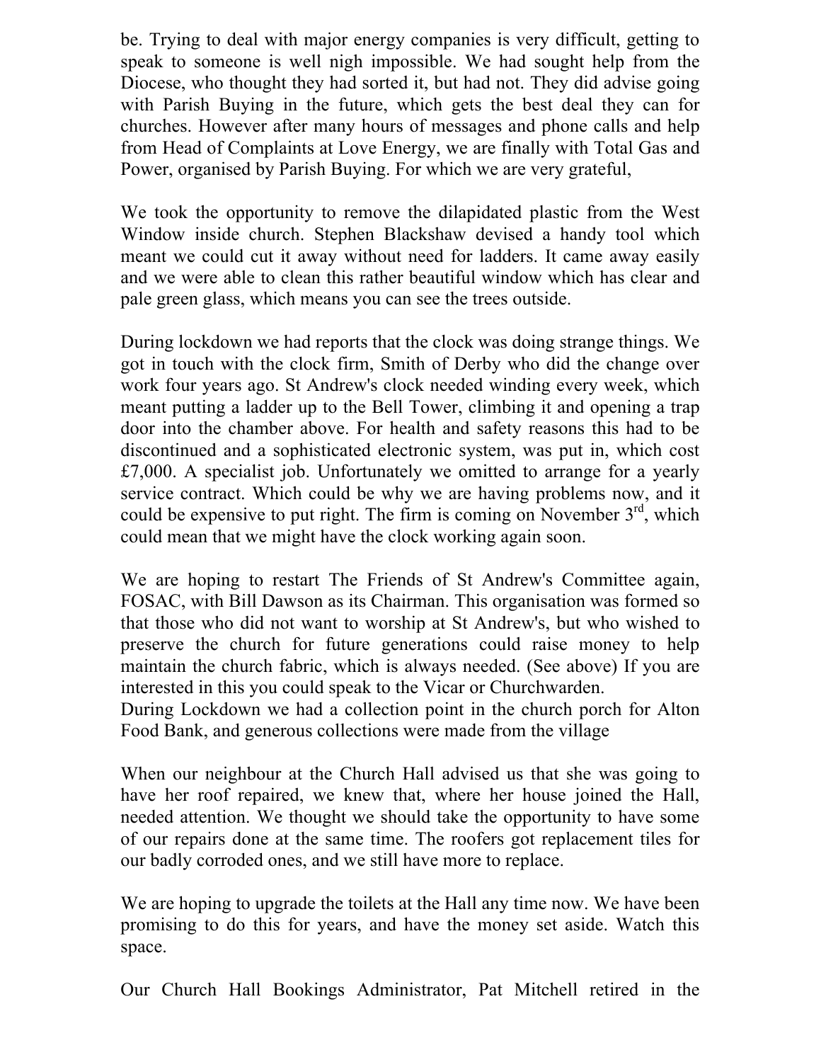be. Trying to deal with major energy companies is very difficult, getting to speak to someone is well nigh impossible. We had sought help from the Diocese, who thought they had sorted it, but had not. They did advise going with Parish Buying in the future, which gets the best deal they can for churches. However after many hours of messages and phone calls and help from Head of Complaints at Love Energy, we are finally with Total Gas and Power, organised by Parish Buying. For which we are very grateful,

We took the opportunity to remove the dilapidated plastic from the West Window inside church. Stephen Blackshaw devised a handy tool which meant we could cut it away without need for ladders. It came away easily and we were able to clean this rather beautiful window which has clear and pale green glass, which means you can see the trees outside.

During lockdown we had reports that the clock was doing strange things. We got in touch with the clock firm, Smith of Derby who did the change over work four years ago. St Andrew's clock needed winding every week, which meant putting a ladder up to the Bell Tower, climbing it and opening a trap door into the chamber above. For health and safety reasons this had to be discontinued and a sophisticated electronic system, was put in, which cost £7,000. A specialist job. Unfortunately we omitted to arrange for a yearly service contract. Which could be why we are having problems now, and it could be expensive to put right. The firm is coming on November 3rd, which could mean that we might have the clock working again soon.

We are hoping to restart The Friends of St Andrew's Committee again, FOSAC, with Bill Dawson as its Chairman. This organisation was formed so that those who did not want to worship at St Andrew's, but who wished to preserve the church for future generations could raise money to help maintain the church fabric, which is always needed. (See above) If you are interested in this you could speak to the Vicar or Churchwarden.
During Lockdown we had a collection point in the church porch for Alton Food Bank, and generous collections were made from the village

When our neighbour at the Church Hall advised us that she was going to have her roof repaired, we knew that, where her house joined the Hall, needed attention. We thought we should take the opportunity to have some of our repairs done at the same time. The roofers got replacement tiles for our badly corroded ones, and we still have more to replace.

We are hoping to upgrade the toilets at the Hall any time now. We have been promising to do this for years, and have the money set aside. Watch this space.

Our Church Hall Bookings Administrator, Pat Mitchell retired in the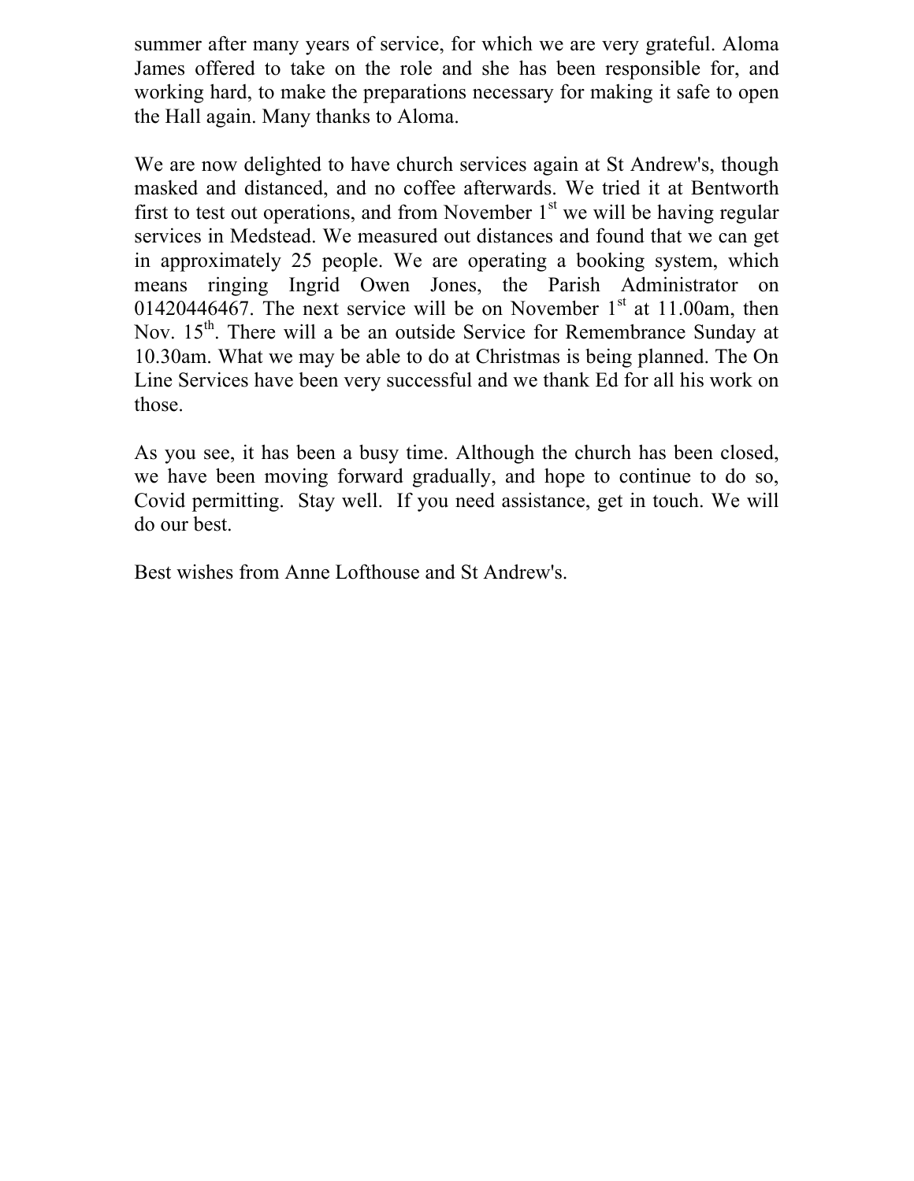summer after many years of service, for which we are very grateful. Aloma James offered to take on the role and she has been responsible for, and working hard, to make the preparations necessary for making it safe to open the Hall again. Many thanks to Aloma.

We are now delighted to have church services again at St Andrew's, though masked and distanced, and no coffee afterwards. We tried it at Bentworth first to test out operations, and from November 1st we will be having regular services in Medstead. We measured out distances and found that we can get in approximately 25 people. We are operating a booking system, which means ringing Ingrid Owen Jones, the Parish Administrator on 01420446467. The next service will be on November 1st at 11.00am, then Nov. 15th. There will a be an outside Service for Remembrance Sunday at 10.30am. What we may be able to do at Christmas is being planned. The On Line Services have been very successful and we thank Ed for all his work on those.

As you see, it has been a busy time. Although the church has been closed, we have been moving forward gradually, and hope to continue to do so, Covid permitting. Stay well. If you need assistance, get in touch. We will do our best.

Best wishes from Anne Lofthouse and St Andrew's.